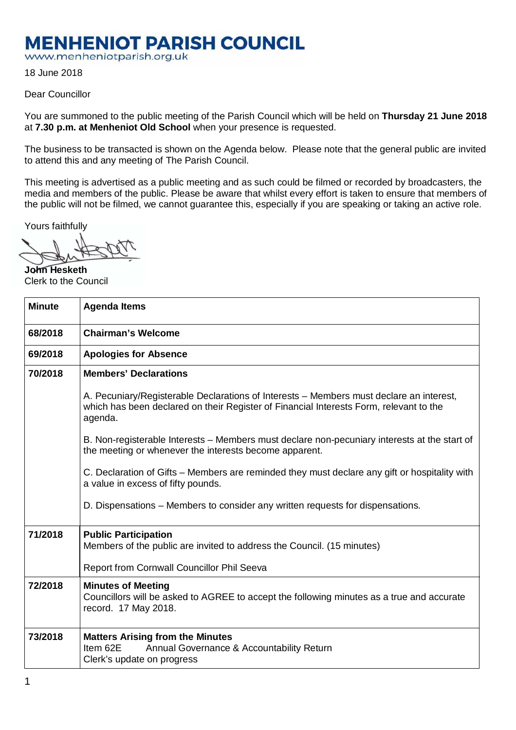# MENHENIOT PARISH COUNCIL

www.menheniotparish.org.uk

18 June 2018

Dear Councillor

You are summoned to the public meeting of the Parish Council which will be held on **Thursday 21 June 2018** at **7.30 p.m. at Menheniot Old School** when your presence is requested.

The business to be transacted is shown on the Agenda below. Please note that the general public are invited to attend this and any meeting of The Parish Council.

This meeting is advertised as a public meeting and as such could be filmed or recorded by broadcasters, the media and members of the public. Please be aware that whilst every effort is taken to ensure that members of the public will not be filmed, we cannot guarantee this, especially if you are speaking or taking an active role.

Yours faithfully

**John Hesketh**
Clerk to the Council

| Minute | Agenda Items |
|---|---|
| 68/2018 | **Chairman's Welcome** |
| 69/2018 | **Apologies for Absence** |
| 70/2018 | **Members' Declarations**<br><br>A. Pecuniary/Registerable Declarations of Interests – Members must declare an interest, which has been declared on their Register of Financial Interests Form, relevant to the agenda.<br><br>B. Non-registerable Interests – Members must declare non-pecuniary interests at the start of the meeting or whenever the interests become apparent.<br><br>C. Declaration of Gifts – Members are reminded they must declare any gift or hospitality with a value in excess of fifty pounds.<br><br>D. Dispensations – Members to consider any written requests for dispensations. |
| 71/2018 | **Public Participation**<br>Members of the public are invited to address the Council. (15 minutes)<br><br>Report from Cornwall Councillor Phil Seeva |
| 72/2018 | **Minutes of Meeting**<br>Councillors will be asked to AGREE to accept the following minutes as a true and accurate record. 17 May 2018. |
| 73/2018 | **Matters Arising from the Minutes**<br>Item 62E Annual Governance & Accountability Return<br>Clerk's update on progress |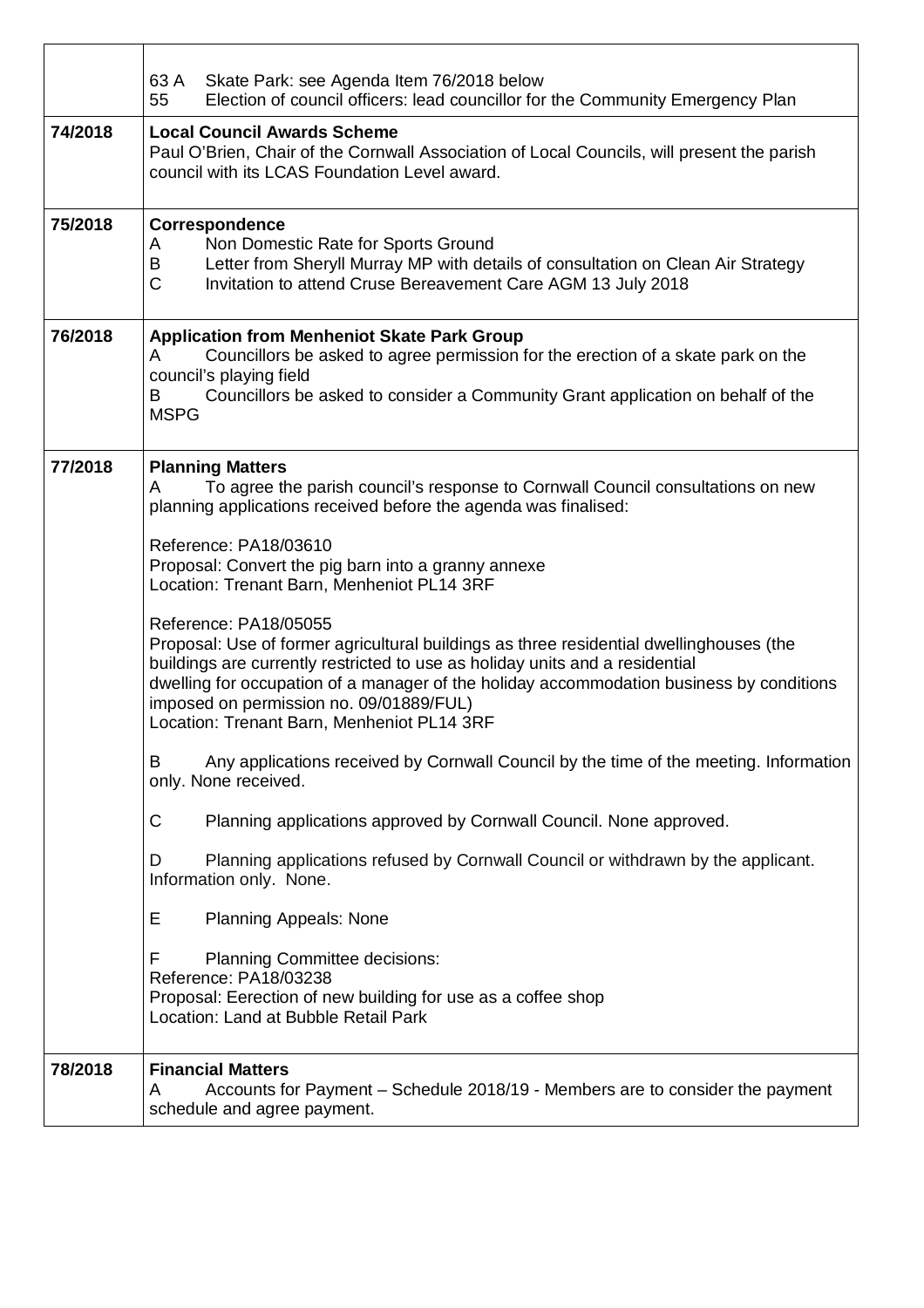| | |
|---|---|
| | 63 A Skate Park: see Agenda Item 76/2018 below<br>55 Election of council officers: lead councillor for the Community Emergency Plan |
| 74/2018 | **Local Council Awards Scheme**<br>Paul O'Brien, Chair of the Cornwall Association of Local Councils, will present the parish council with its LCAS Foundation Level award. |
| 75/2018 | **Correspondence**<br>A Non Domestic Rate for Sports Ground<br>B Letter from Sheryll Murray MP with details of consultation on Clean Air Strategy<br>C Invitation to attend Cruse Bereavement Care AGM 13 July 2018 |
| 76/2018 | **Application from Menheniot Skate Park Group**<br>A Councillors be asked to agree permission for the erection of a skate park on the council's playing field<br>B Councillors be asked to consider a Community Grant application on behalf of the MSPG |
| 77/2018 | **Planning Matters**<br>A To agree the parish council's response to Cornwall Council consultations on new planning applications received before the agenda was finalised:<br><br>Reference: PA18/03610<br>Proposal: Convert the pig barn into a granny annexe<br>Location: Trenant Barn, Menheniot PL14 3RF<br><br>Reference: PA18/05055<br>Proposal: Use of former agricultural buildings as three residential dwellinghouses (the buildings are currently restricted to use as holiday units and a residential dwelling for occupation of a manager of the holiday accommodation business by conditions imposed on permission no. 09/01889/FUL)<br>Location: Trenant Barn, Menheniot PL14 3RF<br><br>B Any applications received by Cornwall Council by the time of the meeting. Information only. None received.<br><br>C Planning applications approved by Cornwall Council. None approved.<br><br>D Planning applications refused by Cornwall Council or withdrawn by the applicant. Information only. None.<br><br>E Planning Appeals: None<br><br>F Planning Committee decisions:<br>Reference: PA18/03238<br>Proposal: Eerection of new building for use as a coffee shop<br>Location: Land at Bubble Retail Park |
| 78/2018 | **Financial Matters**<br>A Accounts for Payment – Schedule 2018/19 - Members are to consider the payment schedule and agree payment. |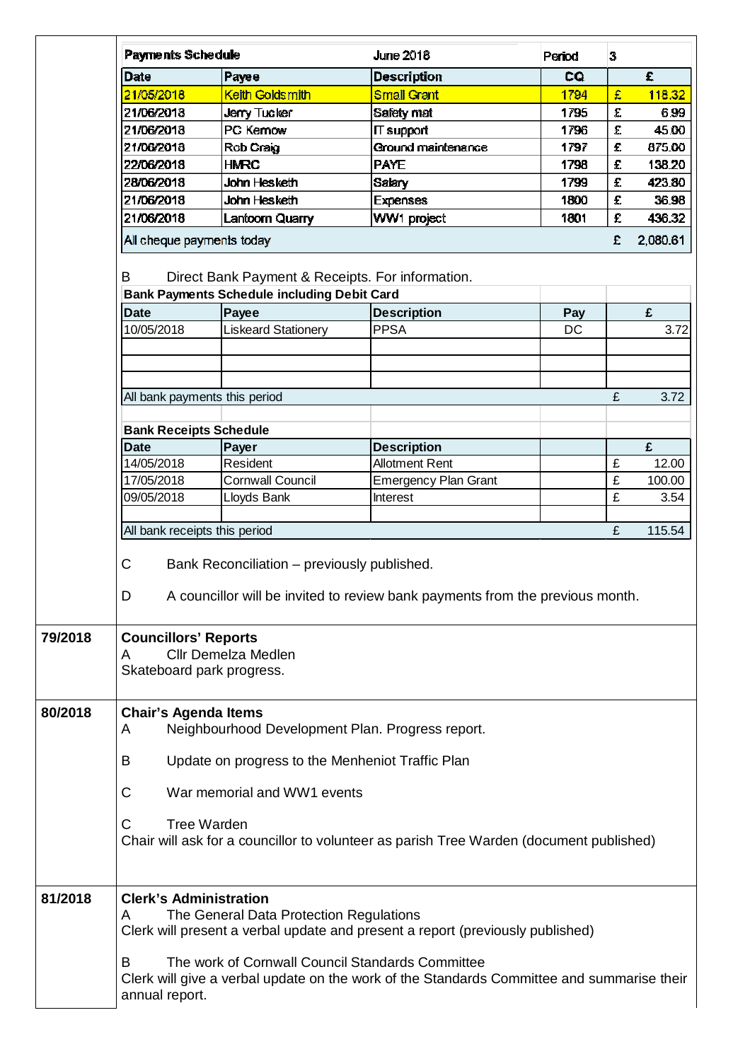| Payments Schedule | | June 2018 | Period | 3 |
|---|---|---|---|---|
| **Date** | **Payee** | **Description** | **CQ** | **£** |
| 21/05/2018 | Keith Goldsmith | Small Grant | 1794 | £ 118.32 |
| 21/06/2018 | Jerry Tucker | Safety mat | 1795 | £ 6.99 |
| 21/06/2018 | PC Kernow | IT support | 1796 | £ 45.00 |
| 21/06/2018 | Rob Craig | Ground maintenance | 1797 | £ 875.00 |
| 22/06/2018 | HMRC | PAYE | 1798 | £ 138.20 |
| 28/06/2018 | John Hesketh | Salary | 1799 | £ 423.80 |
| 21/06/2018 | John Hesketh | Expenses | 1800 | £ 36.98 |
| 21/06/2018 | Lantoom Quarry | WW1 project | 1801 | £ 436.32 |
| All cheque payments today | | | | £ 2,080.61 |

B Direct Bank Payment & Receipts. For information.

**Bank Payments Schedule including Debit Card**

| Date | Payee | Description | Pay | £ |
|---|---|---|---|---|
| 10/05/2018 | Liskeard Stationery | PPSA | DC | 3.72 |
| | | | | |
| | | | | |
| | | | | |
| All bank payments this period | | | | £ 3.72 |

**Bank Receipts Schedule**

| Date | Payer | Description | | £ |
|---|---|---|---|---|
| 14/05/2018 | Resident | Allotment Rent | | £ 12.00 |
| 17/05/2018 | Cornwall Council | Emergency Plan Grant | | £ 100.00 |
| 09/05/2018 | Lloyds Bank | Interest | | £ 3.54 |
| | | | | |
| All bank receipts this period | | | | £ 115.54 |

C Bank Reconciliation – previously published.

D A councillor will be invited to review bank payments from the previous month.

**79/2018**

**Councillors' Reports**

A Cllr Demelza Medlen

Skateboard park progress.

**80/2018**

**Chair's Agenda Items**

A Neighbourhood Development Plan. Progress report.

B Update on progress to the Menheniot Traffic Plan

C War memorial and WW1 events

C Tree Warden

Chair will ask for a councillor to volunteer as parish Tree Warden (document published)

**81/2018**

**Clerk's Administration**

A The General Data Protection Regulations

Clerk will present a verbal update and present a report (previously published)

B The work of Cornwall Council Standards Committee

Clerk will give a verbal update on the work of the Standards Committee and summarise their annual report.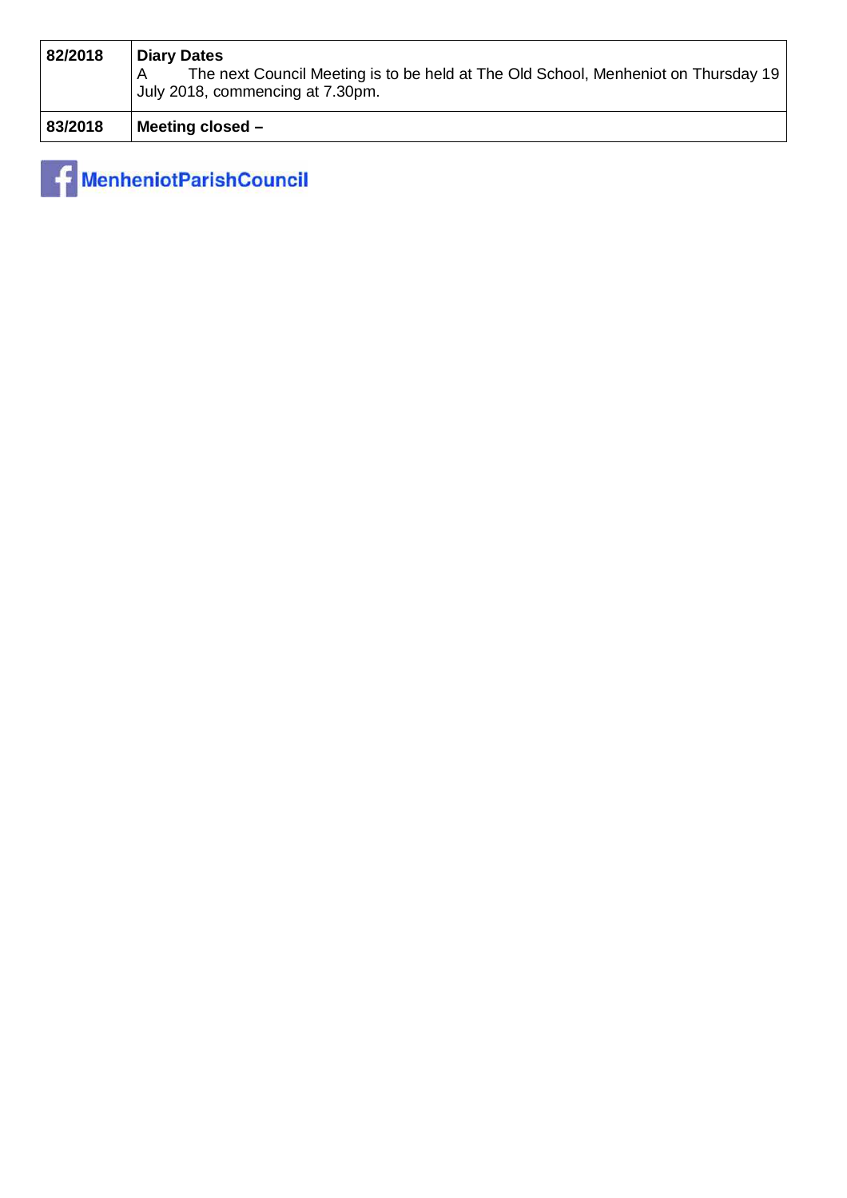| | |
|---|---|
| **82/2018** | **Diary Dates**<br>A The next Council Meeting is to be held at The Old School, Menheniot on Thursday 19 July 2018, commencing at 7.30pm. |
| **83/2018** | **Meeting closed –** |

MenheniotParishCouncil